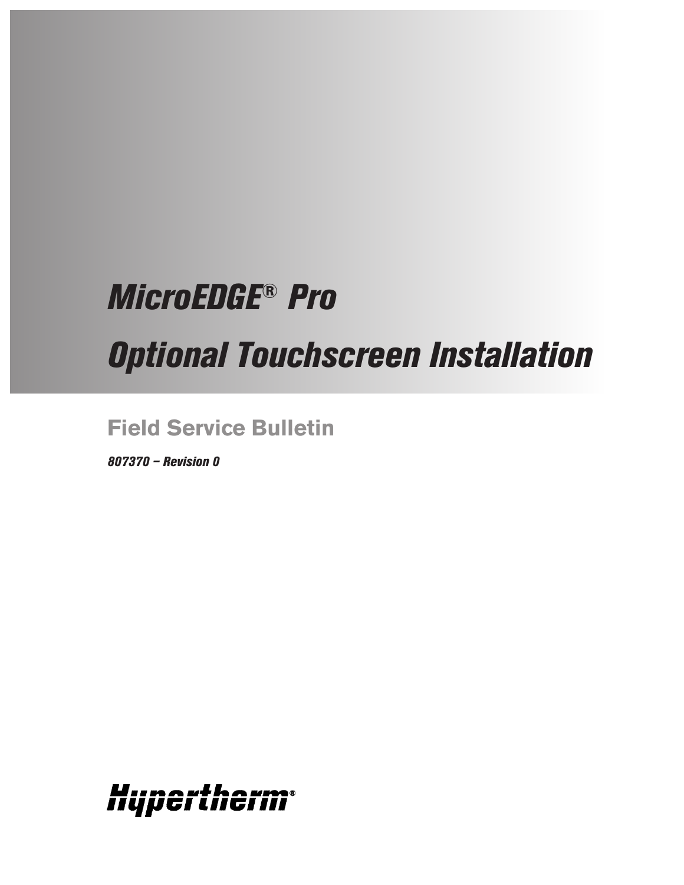# *MicroEDGE® Pro*

# *Optional Touchscreen Installation*

## Field Service Bulletin

***807370 – Revision 0***

Hypertherm®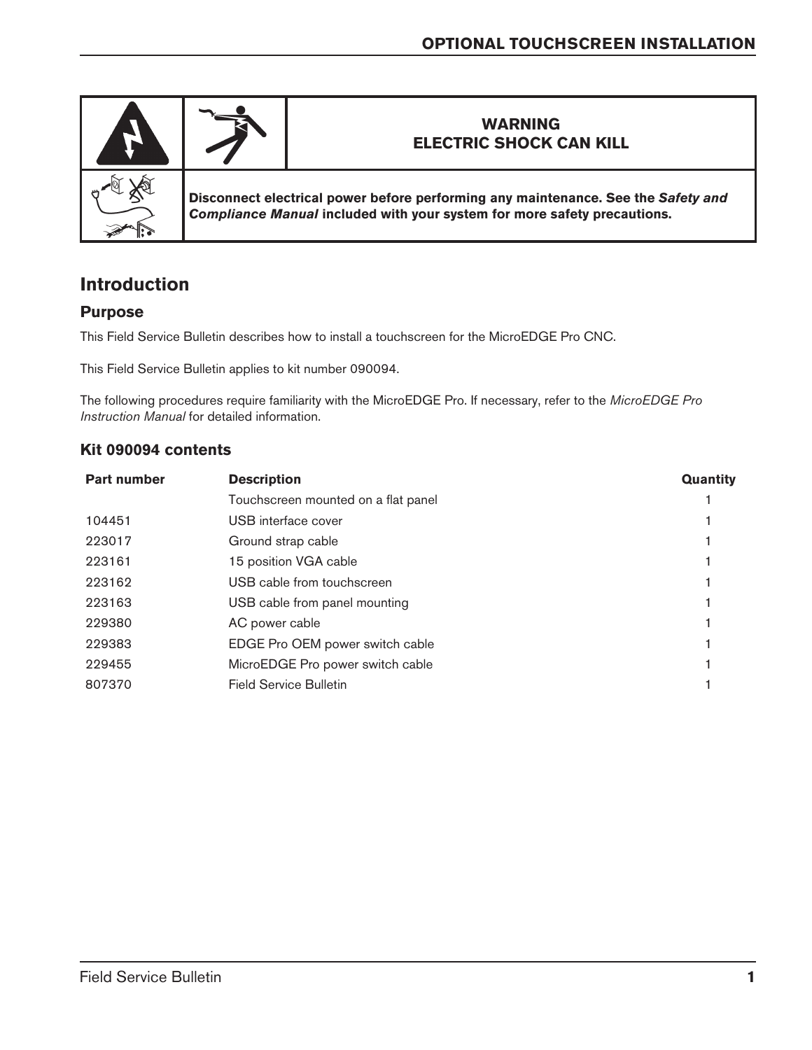**WARNING**
**ELECTRIC SHOCK CAN KILL**

**Disconnect electrical power before performing any maintenance. See the *Safety and Compliance Manual* included with your system for more safety precautions.**

# Introduction

## Purpose

This Field Service Bulletin describes how to install a touchscreen for the MicroEDGE Pro CNC.

This Field Service Bulletin applies to kit number 090094.

The following procedures require familiarity with the MicroEDGE Pro. If necessary, refer to the *MicroEDGE Pro Instruction Manual* for detailed information.

## Kit 090094 contents

| Part number | Description | Quantity |
|---|---|---|
| | Touchscreen mounted on a flat panel | 1 |
| 104451 | USB interface cover | 1 |
| 223017 | Ground strap cable | 1 |
| 223161 | 15 position VGA cable | 1 |
| 223162 | USB cable from touchscreen | 1 |
| 223163 | USB cable from panel mounting | 1 |
| 229380 | AC power cable | 1 |
| 229383 | EDGE Pro OEM power switch cable | 1 |
| 229455 | MicroEDGE Pro power switch cable | 1 |
| 807370 | Field Service Bulletin | 1 |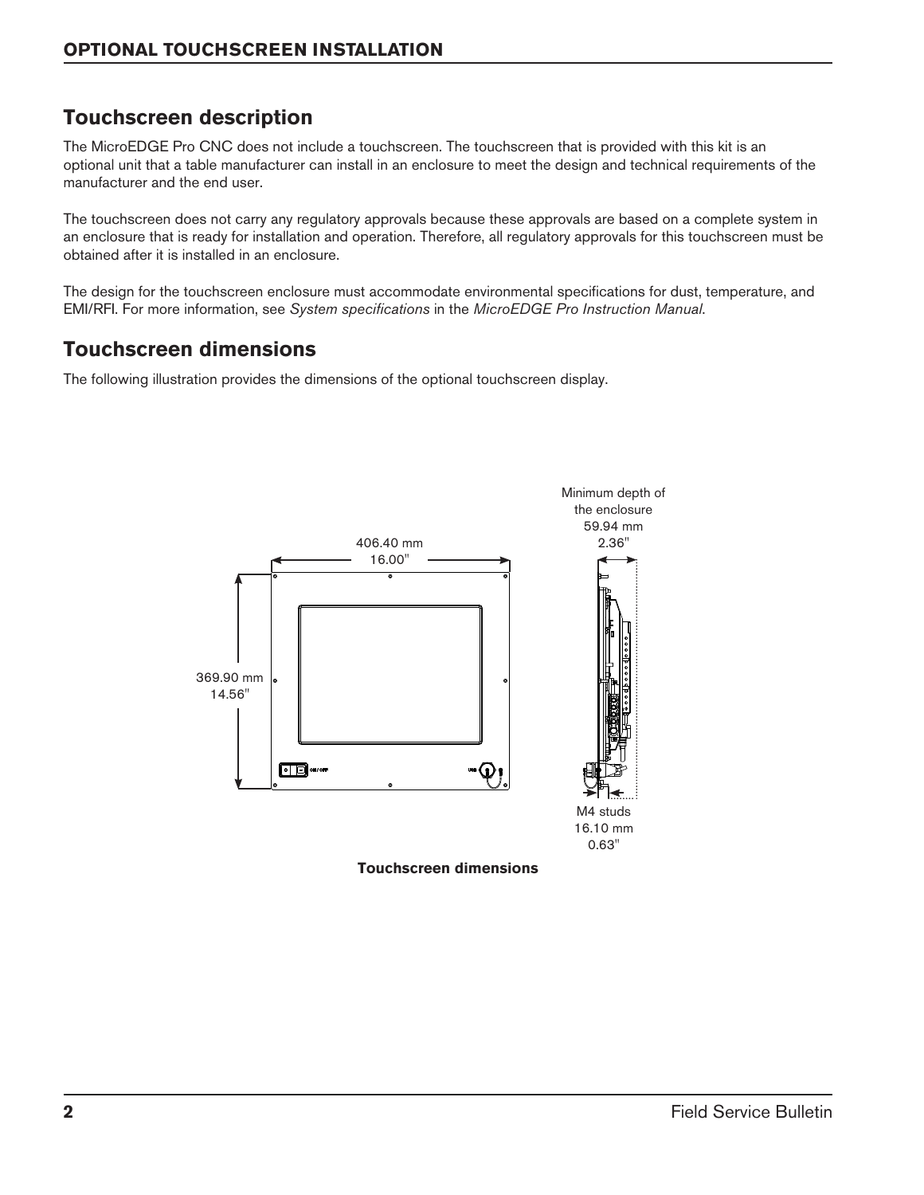## Touchscreen description

The MicroEDGE Pro CNC does not include a touchscreen. The touchscreen that is provided with this kit is an optional unit that a table manufacturer can install in an enclosure to meet the design and technical requirements of the manufacturer and the end user.

The touchscreen does not carry any regulatory approvals because these approvals are based on a complete system in an enclosure that is ready for installation and operation. Therefore, all regulatory approvals for this touchscreen must be obtained after it is installed in an enclosure.

The design for the touchscreen enclosure must accommodate environmental specifications for dust, temperature, and EMI/RFI. For more information, see *System specifications* in the *MicroEDGE Pro Instruction Manual*.

## Touchscreen dimensions

The following illustration provides the dimensions of the optional touchscreen display.

406.40 mm
16.00"

369.90 mm
14.56"

Minimum depth of the enclosure
59.94 mm
2.36"

M4 studs
16.10 mm
0.63"

**Touchscreen dimensions**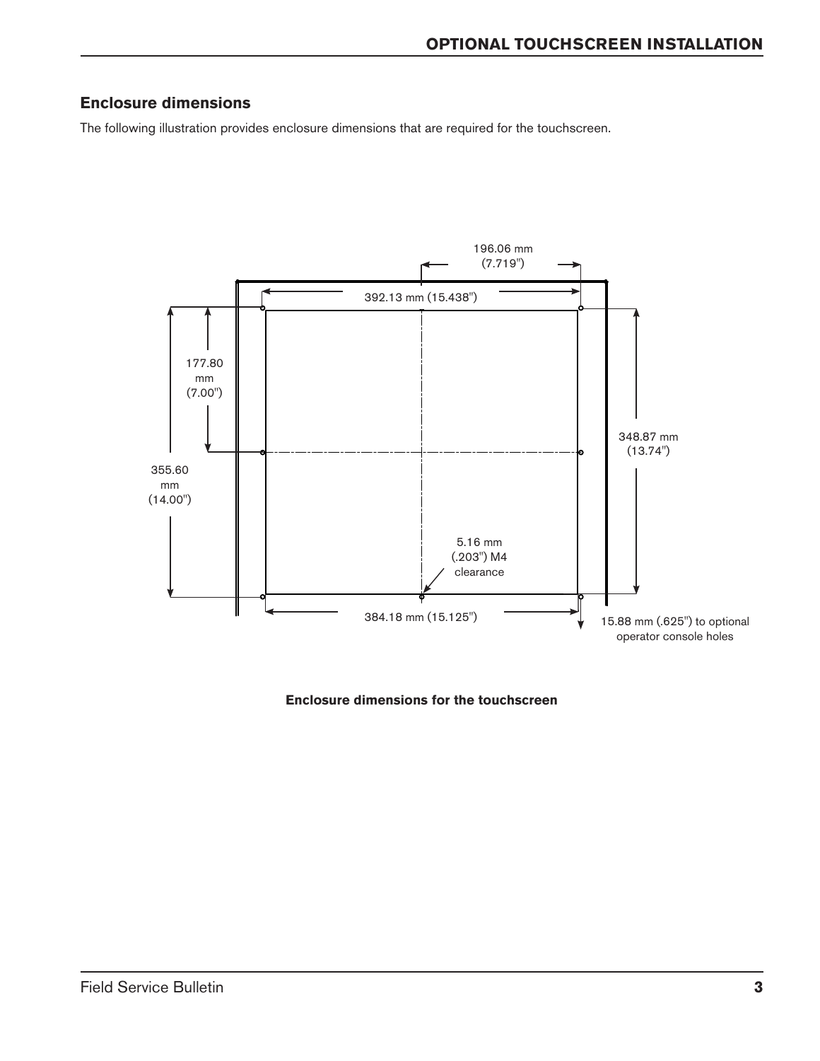## Enclosure dimensions

The following illustration provides enclosure dimensions that are required for the touchscreen.

196.06 mm (7.719")

392.13 mm (15.438")

177.80 mm (7.00")

348.87 mm (13.74")

355.60 mm (14.00")

5.16 mm (.203") M4 clearance

384.18 mm (15.125")

15.88 mm (.625") to optional operator console holes

**Enclosure dimensions for the touchscreen**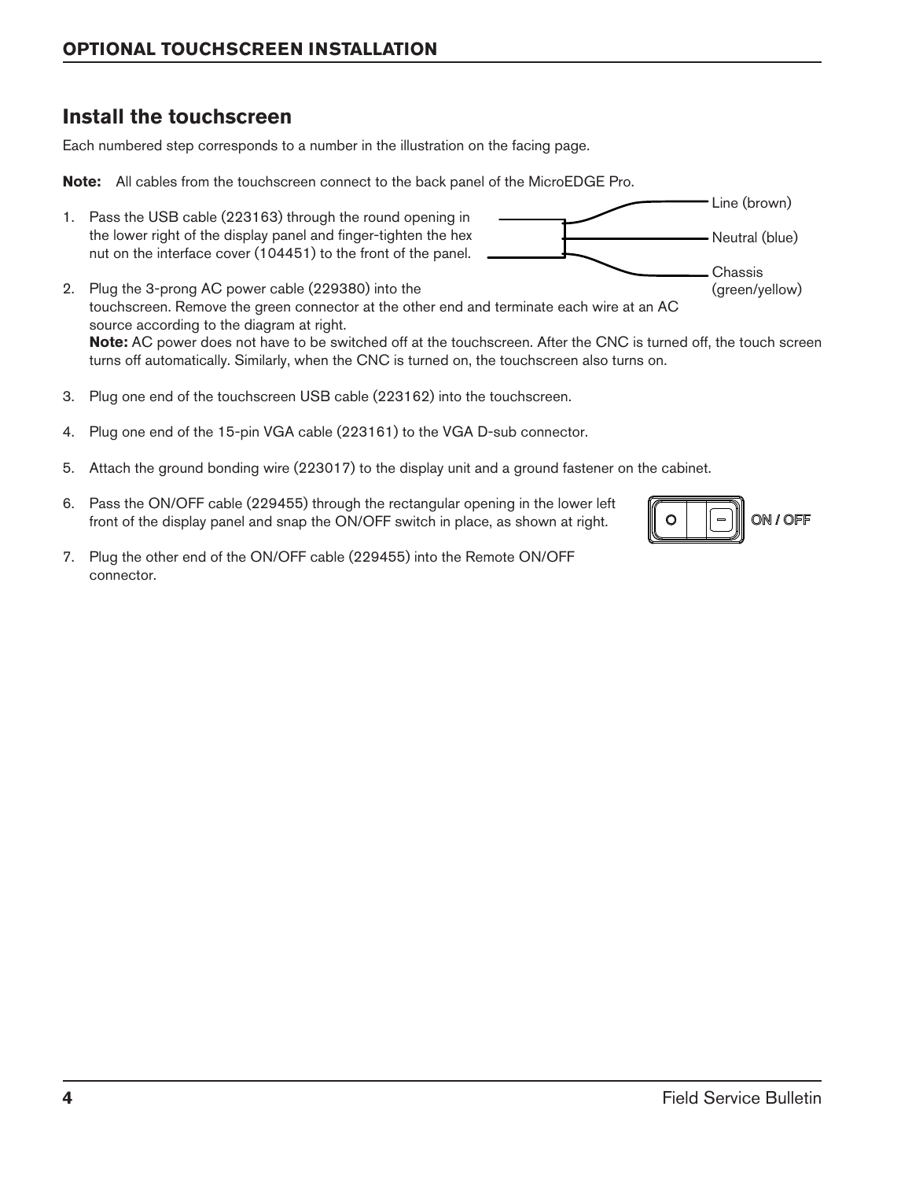## Install the touchscreen

Each numbered step corresponds to a number in the illustration on the facing page.

**Note:** All cables from the touchscreen connect to the back panel of the MicroEDGE Pro.

1. Pass the USB cable (223163) through the round opening in the lower right of the display panel and finger-tighten the hex nut on the interface cover (104451) to the front of the panel.

Line (brown)

Neutral (blue)

Chassis (green/yellow)

2. Plug the 3-prong AC power cable (229380) into the touchscreen. Remove the green connector at the other end and terminate each wire at an AC source according to the diagram at right.
   **Note:** AC power does not have to be switched off at the touchscreen. After the CNC is turned off, the touch screen turns off automatically. Similarly, when the CNC is turned on, the touchscreen also turns on.

3. Plug one end of the touchscreen USB cable (223162) into the touchscreen.

4. Plug one end of the 15-pin VGA cable (223161) to the VGA D-sub connector.

5. Attach the ground bonding wire (223017) to the display unit and a ground fastener on the cabinet.

6. Pass the ON/OFF cable (229455) through the rectangular opening in the lower left front of the display panel and snap the ON/OFF switch in place, as shown at right.

ON / OFF

7. Plug the other end of the ON/OFF cable (229455) into the Remote ON/OFF connector.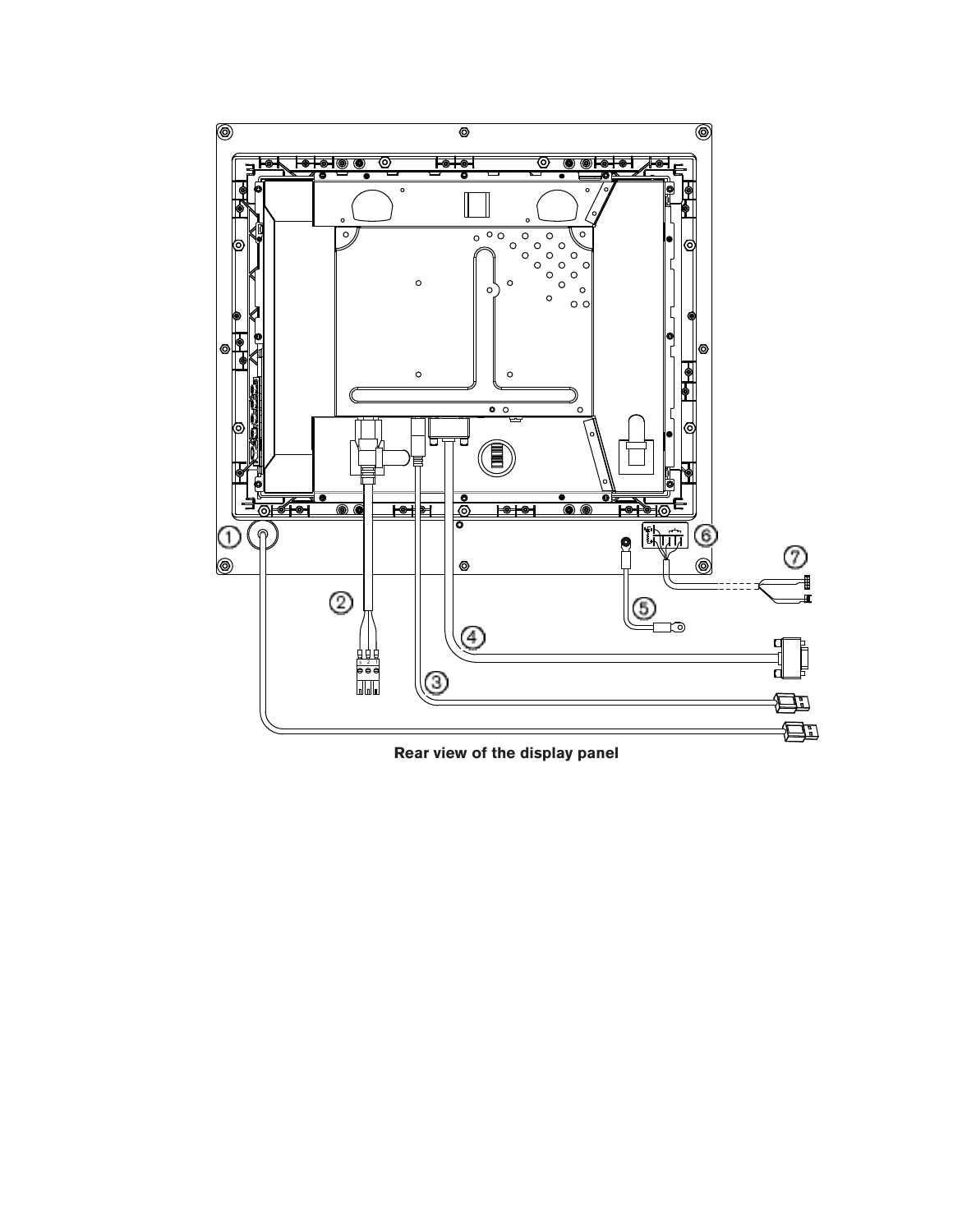Rear view of the display panel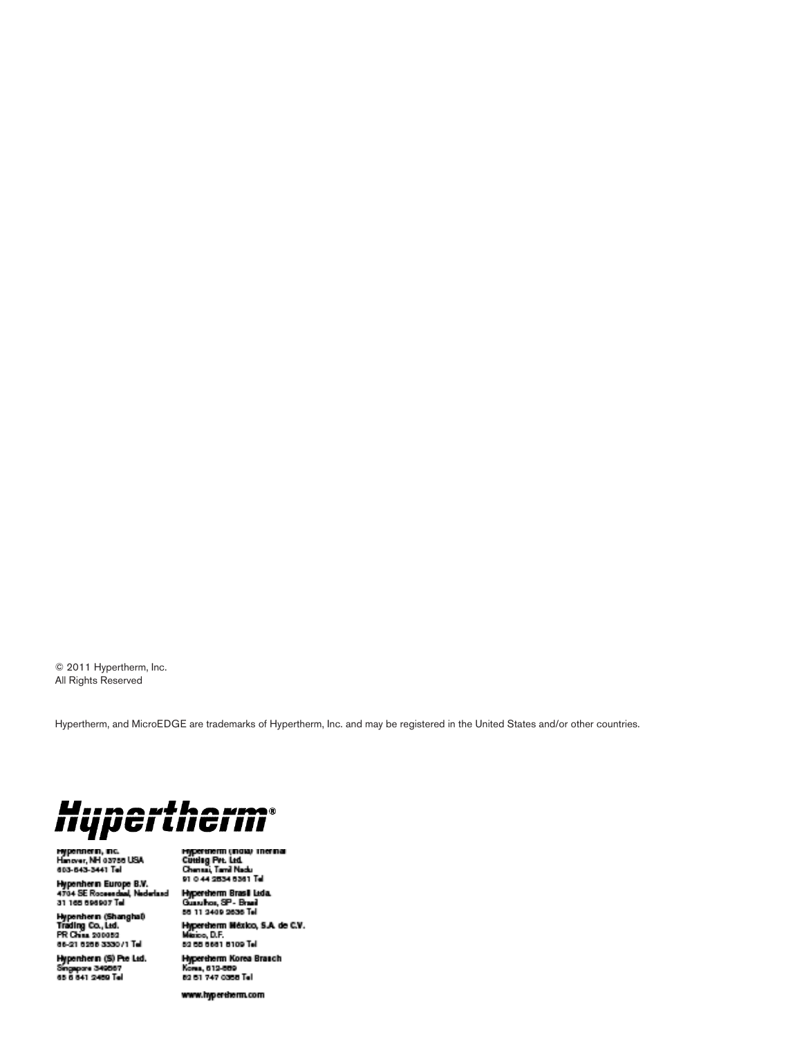© 2011 Hypertherm, Inc.
All Rights Reserved

Hypertherm, and MicroEDGE are trademarks of Hypertherm, Inc. and may be registered in the United States and/or other countries.

**Hypertherm®**

**Hypertherm, Inc.**
Hanover, NH 03755 USA
603-643-3441 Tel

**Hypertherm Europe B.V.**
4704 SE Roosendaal, Nederland
31 165 596907 Tel

**Hypertherm (Shanghai) Trading Co., Ltd.**
PR China 200052
86-21 5258 3330/1 Tel

**Hypertherm (S) Pte Ltd.**
Singapore 349567
65 6 841 2489 Tel

**Hypertherm (India) Thermal Cutting Pvt. Ltd.**
Chennai, Tamil Nadu
91 0 44 2834 6361 Tel

**Hypertherm Brasil Ltda.**
Guarulhos, SP - Brasil
55 11 2409 2636 Tel

**Hypertherm México, S.A. de C.V.**
México, D.F.
52 55 5681 8109 Tel

**Hypertherm Korea Branch**
Korea, 612-889
82 51 747 0358 Tel

**www.hypertherm.com**